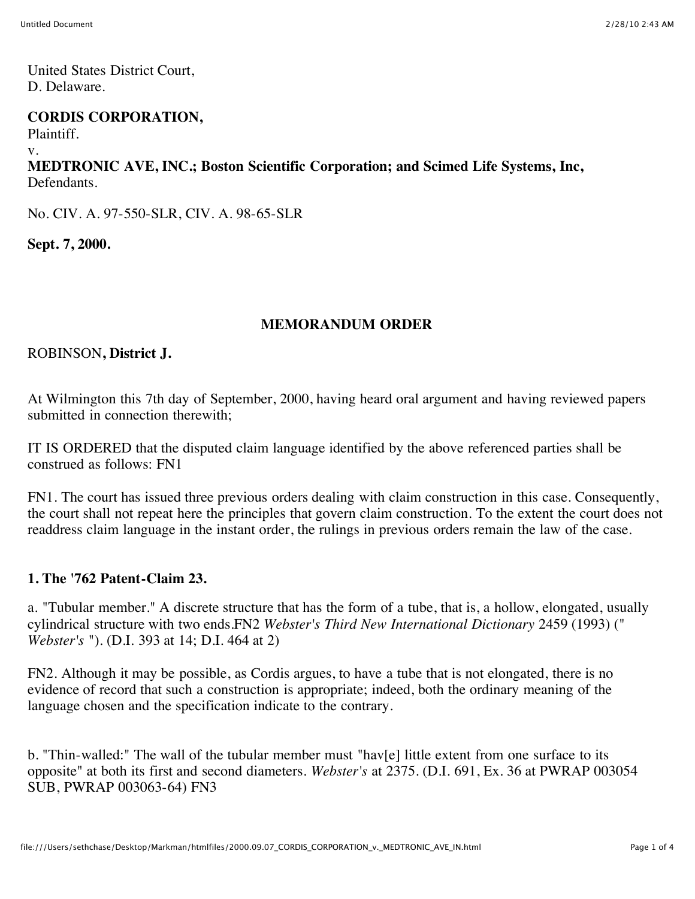United States District Court,
D. Delaware.

**CORDIS CORPORATION,**
Plaintiff.
v.
**MEDTRONIC AVE, INC.; Boston Scientific Corporation; and Scimed Life Systems, Inc,**
Defendants.

No. CIV. A. 97-550-SLR, CIV. A. 98-65-SLR

**Sept. 7, 2000.**

## MEMORANDUM ORDER

ROBINSON**, District J.**

At Wilmington this 7th day of September, 2000, having heard oral argument and having reviewed papers submitted in connection therewith;

IT IS ORDERED that the disputed claim language identified by the above referenced parties shall be construed as follows: FN1

FN1. The court has issued three previous orders dealing with claim construction in this case. Consequently, the court shall not repeat here the principles that govern claim construction. To the extent the court does not readdress claim language in the instant order, the rulings in previous orders remain the law of the case.

### 1. The '762 Patent-Claim 23.

a. "Tubular member." A discrete structure that has the form of a tube, that is, a hollow, elongated, usually cylindrical structure with two ends.FN2 *Webster's Third New International Dictionary* 2459 (1993) (" *Webster's* "). (D.I. 393 at 14; D.I. 464 at 2)

FN2. Although it may be possible, as Cordis argues, to have a tube that is not elongated, there is no evidence of record that such a construction is appropriate; indeed, both the ordinary meaning of the language chosen and the specification indicate to the contrary.

b. "Thin-walled:" The wall of the tubular member must "hav[e] little extent from one surface to its opposite" at both its first and second diameters. *Webster's* at 2375. (D.I. 691, Ex. 36 at PWRAP 003054 SUB, PWRAP 003063-64) FN3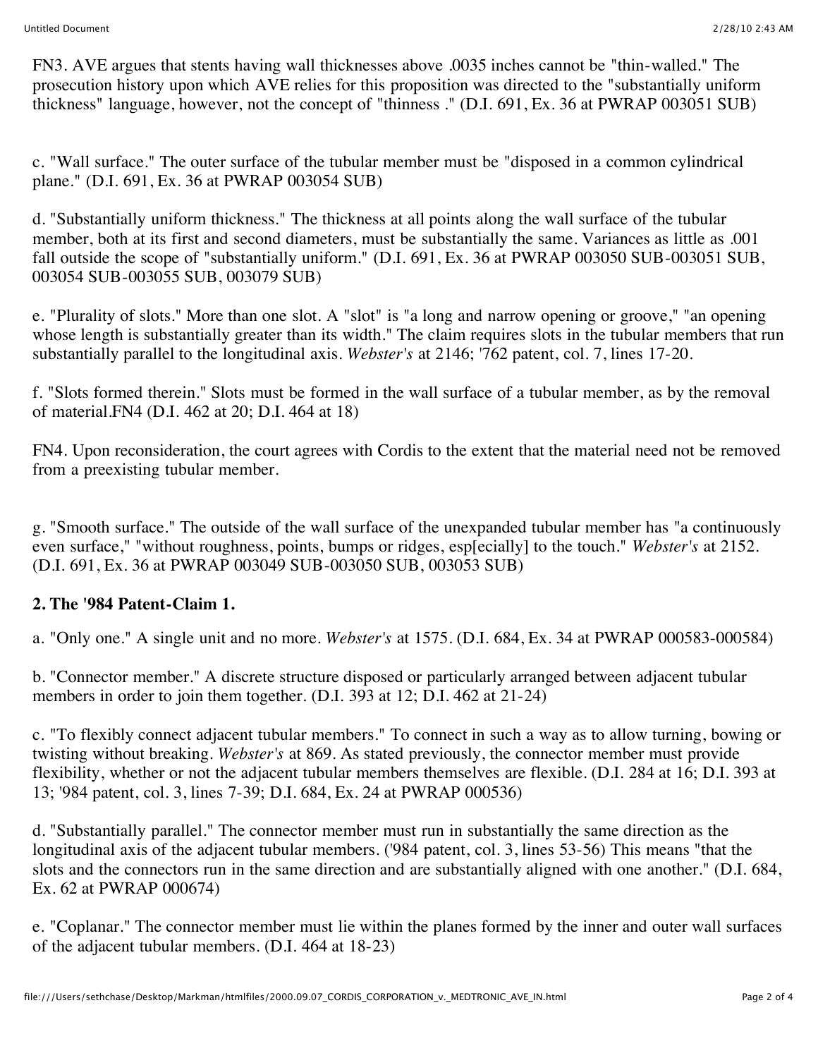FN3. AVE argues that stents having wall thicknesses above .0035 inches cannot be "thin-walled." The prosecution history upon which AVE relies for this proposition was directed to the "substantially uniform thickness" language, however, not the concept of "thinness ." (D.I. 691, Ex. 36 at PWRAP 003051 SUB)

c. "Wall surface." The outer surface of the tubular member must be "disposed in a common cylindrical plane." (D.I. 691, Ex. 36 at PWRAP 003054 SUB)

d. "Substantially uniform thickness." The thickness at all points along the wall surface of the tubular member, both at its first and second diameters, must be substantially the same. Variances as little as .001 fall outside the scope of "substantially uniform." (D.I. 691, Ex. 36 at PWRAP 003050 SUB-003051 SUB, 003054 SUB-003055 SUB, 003079 SUB)

e. "Plurality of slots." More than one slot. A "slot" is "a long and narrow opening or groove," "an opening whose length is substantially greater than its width." The claim requires slots in the tubular members that run substantially parallel to the longitudinal axis. *Webster's* at 2146; '762 patent, col. 7, lines 17-20.

f. "Slots formed therein." Slots must be formed in the wall surface of a tubular member, as by the removal of material.FN4 (D.I. 462 at 20; D.I. 464 at 18)

FN4. Upon reconsideration, the court agrees with Cordis to the extent that the material need not be removed from a preexisting tubular member.

g. "Smooth surface." The outside of the wall surface of the unexpanded tubular member has "a continuously even surface," "without roughness, points, bumps or ridges, esp[ecially] to the touch." *Webster's* at 2152. (D.I. 691, Ex. 36 at PWRAP 003049 SUB-003050 SUB, 003053 SUB)

**2. The '984 Patent-Claim 1.**

a. "Only one." A single unit and no more. *Webster's* at 1575. (D.I. 684, Ex. 34 at PWRAP 000583-000584)

b. "Connector member." A discrete structure disposed or particularly arranged between adjacent tubular members in order to join them together. (D.I. 393 at 12; D.I. 462 at 21-24)

c. "To flexibly connect adjacent tubular members." To connect in such a way as to allow turning, bowing or twisting without breaking. *Webster's* at 869. As stated previously, the connector member must provide flexibility, whether or not the adjacent tubular members themselves are flexible. (D.I. 284 at 16; D.I. 393 at 13; '984 patent, col. 3, lines 7-39; D.I. 684, Ex. 24 at PWRAP 000536)

d. "Substantially parallel." The connector member must run in substantially the same direction as the longitudinal axis of the adjacent tubular members. ('984 patent, col. 3, lines 53-56) This means "that the slots and the connectors run in the same direction and are substantially aligned with one another." (D.I. 684, Ex. 62 at PWRAP 000674)

e. "Coplanar." The connector member must lie within the planes formed by the inner and outer wall surfaces of the adjacent tubular members. (D.I. 464 at 18-23)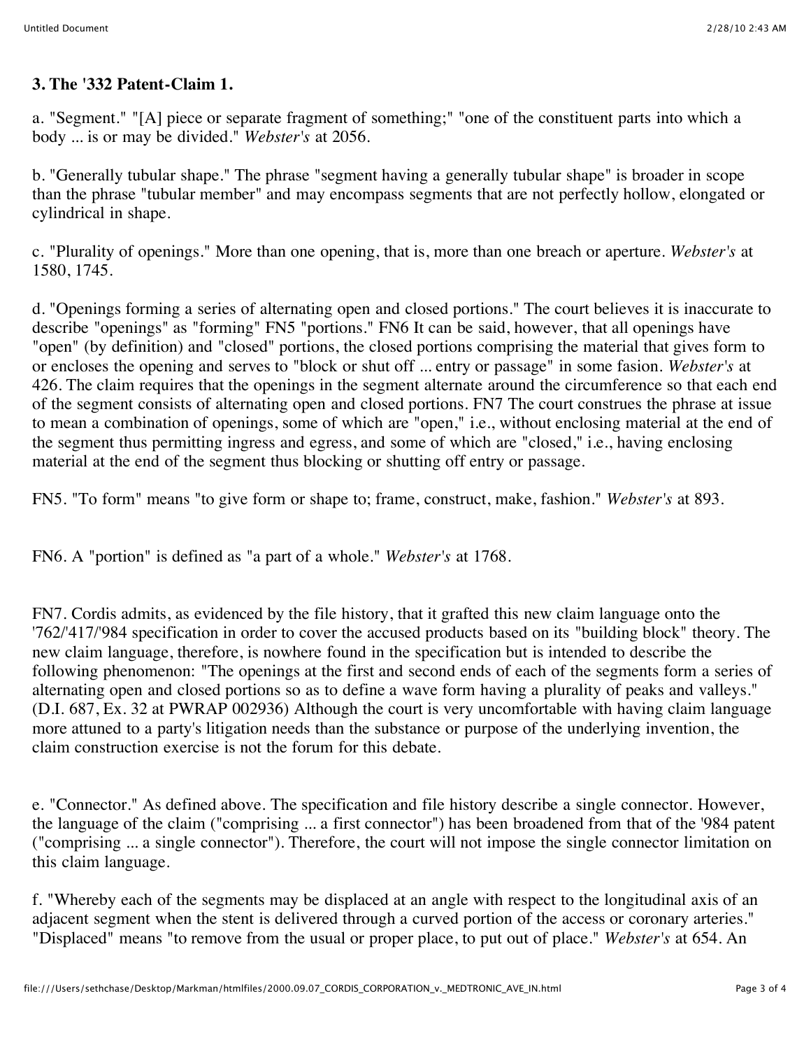**3. The '332 Patent-Claim 1.**

a. "Segment." "[A] piece or separate fragment of something;" "one of the constituent parts into which a body ... is or may be divided." *Webster's* at 2056.

b. "Generally tubular shape." The phrase "segment having a generally tubular shape" is broader in scope than the phrase "tubular member" and may encompass segments that are not perfectly hollow, elongated or cylindrical in shape.

c. "Plurality of openings." More than one opening, that is, more than one breach or aperture. *Webster's* at 1580, 1745.

d. "Openings forming a series of alternating open and closed portions." The court believes it is inaccurate to describe "openings" as "forming" FN5 "portions." FN6 It can be said, however, that all openings have "open" (by definition) and "closed" portions, the closed portions comprising the material that gives form to or encloses the opening and serves to "block or shut off ... entry or passage" in some fasion. *Webster's* at 426. The claim requires that the openings in the segment alternate around the circumference so that each end of the segment consists of alternating open and closed portions. FN7 The court construes the phrase at issue to mean a combination of openings, some of which are "open," i.e., without enclosing material at the end of the segment thus permitting ingress and egress, and some of which are "closed," i.e., having enclosing material at the end of the segment thus blocking or shutting off entry or passage.

FN5. "To form" means "to give form or shape to; frame, construct, make, fashion." *Webster's* at 893.

FN6. A "portion" is defined as "a part of a whole." *Webster's* at 1768.

FN7. Cordis admits, as evidenced by the file history, that it grafted this new claim language onto the '762/'417/'984 specification in order to cover the accused products based on its "building block" theory. The new claim language, therefore, is nowhere found in the specification but is intended to describe the following phenomenon: "The openings at the first and second ends of each of the segments form a series of alternating open and closed portions so as to define a wave form having a plurality of peaks and valleys." (D.I. 687, Ex. 32 at PWRAP 002936) Although the court is very uncomfortable with having claim language more attuned to a party's litigation needs than the substance or purpose of the underlying invention, the claim construction exercise is not the forum for this debate.

e. "Connector." As defined above. The specification and file history describe a single connector. However, the language of the claim ("comprising ... a first connector") has been broadened from that of the '984 patent ("comprising ... a single connector"). Therefore, the court will not impose the single connector limitation on this claim language.

f. "Whereby each of the segments may be displaced at an angle with respect to the longitudinal axis of an adjacent segment when the stent is delivered through a curved portion of the access or coronary arteries." "Displaced" means "to remove from the usual or proper place, to put out of place." *Webster's* at 654. An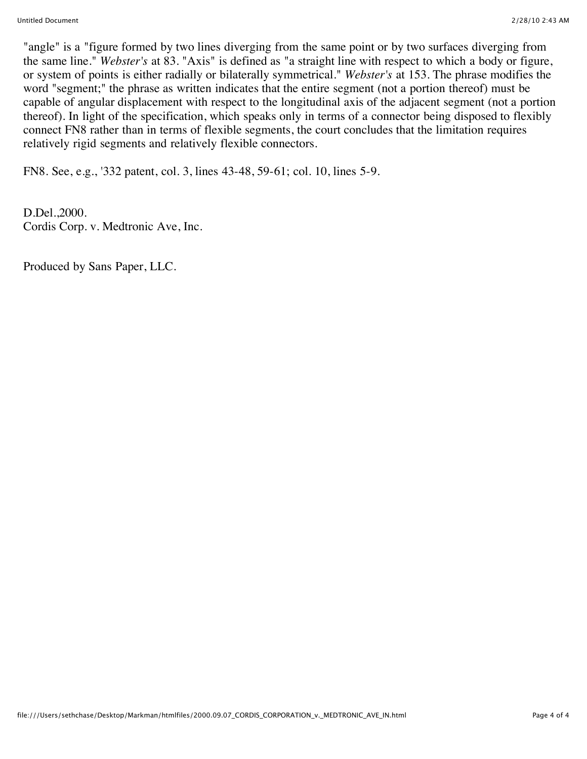"angle" is a "figure formed by two lines diverging from the same point or by two surfaces diverging from the same line." *Webster's* at 83. "Axis" is defined as "a straight line with respect to which a body or figure, or system of points is either radially or bilaterally symmetrical." *Webster's* at 153. The phrase modifies the word "segment;" the phrase as written indicates that the entire segment (not a portion thereof) must be capable of angular displacement with respect to the longitudinal axis of the adjacent segment (not a portion thereof). In light of the specification, which speaks only in terms of a connector being disposed to flexibly connect FN8 rather than in terms of flexible segments, the court concludes that the limitation requires relatively rigid segments and relatively flexible connectors.

FN8. See, e.g., '332 patent, col. 3, lines 43-48, 59-61; col. 10, lines 5-9.

D.Del.,2000.
Cordis Corp. v. Medtronic Ave, Inc.

Produced by Sans Paper, LLC.